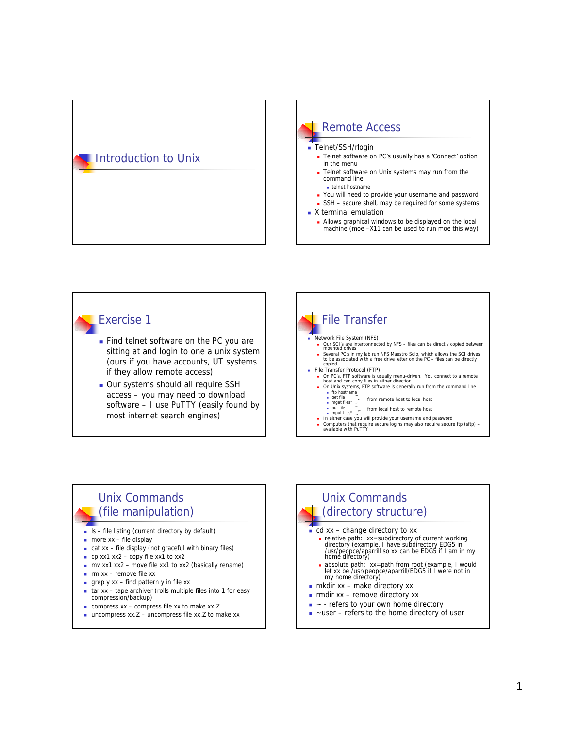# Introduction to Unix

## Remote Access

- Telnet/SSH/rlogin
  - Telnet software on PC's usually has a 'Connect' option in the menu
  - Telnet software on Unix systems may run from the command line
    - telnet hostname
  - You will need to provide your username and password
  - SSH – secure shell, may be required for some systems
- X terminal emulation
  - Allows graphical windows to be displayed on the local machine (moe –X11 can be used to run moe this way)

## Exercise 1

- Find telnet software on the PC you are sitting at and login to one a unix system (ours if you have accounts, UT systems if they allow remote access)
- Our systems should all require SSH access – you may need to download software – I use PuTTY (easily found by most internet search engines)

## File Transfer

- Network File System (NFS)
  - Our SGI's are interconnected by NFS – files can be directly copied between mounted drives
  - Several PC's in my lab run NFS Maestro Solo, which allows the SGI drives to be associated with a free drive letter on the PC – files can be directly copied
- File Transfer Protocol (FTP)
  - On PC's, FTP software is usually menu-driven. You connect to a remote host and can copy files in either direction
  - On Unix systems, FTP software is generally run from the command line
    - ftp hostname
    - get file } from remote host to local host
    - mget files* } from remote host to local host
    - put file } from local host to remote host
    - mput files* } from local host to remote host
  - In either case you will provide your username and password
  - Computers that require secure logins may also require secure ftp (sftp) – available with PuTTY

## Unix Commands (file manipulation)

- ls – file listing (current directory by default)
- more xx – file display
- cat xx – file display (not graceful with binary files)
- cp xx1 xx2 – copy file xx1 to xx2
- mv xx1 xx2 – move file xx1 to xx2 (basically rename)
- rm xx – remove file xx
- grep y xx – find pattern y in file xx
- tar xx – tape archiver (rolls multiple files into 1 for easy compression/backup)
- compress xx – compress file xx to make xx.Z
- uncompress xx.Z – uncompress file xx.Z to make xx

## Unix Commands (directory structure)

- cd xx – change directory to xx
  - relative path: xx=subdirectory of current working directory (example, I have subdirectory EDG5 in /usr/peopce/aparrill so xx can be EDG5 if I am in my home directory)
  - absolute path: xx=path from root (example, I would let xx be /usr/peopce/aparrill/EDG5 if I were not in my home directory)
- mkdir xx – make directory xx
- rmdir xx – remove directory xx
- ~ - refers to your own home directory
- ~user – refers to the home directory of user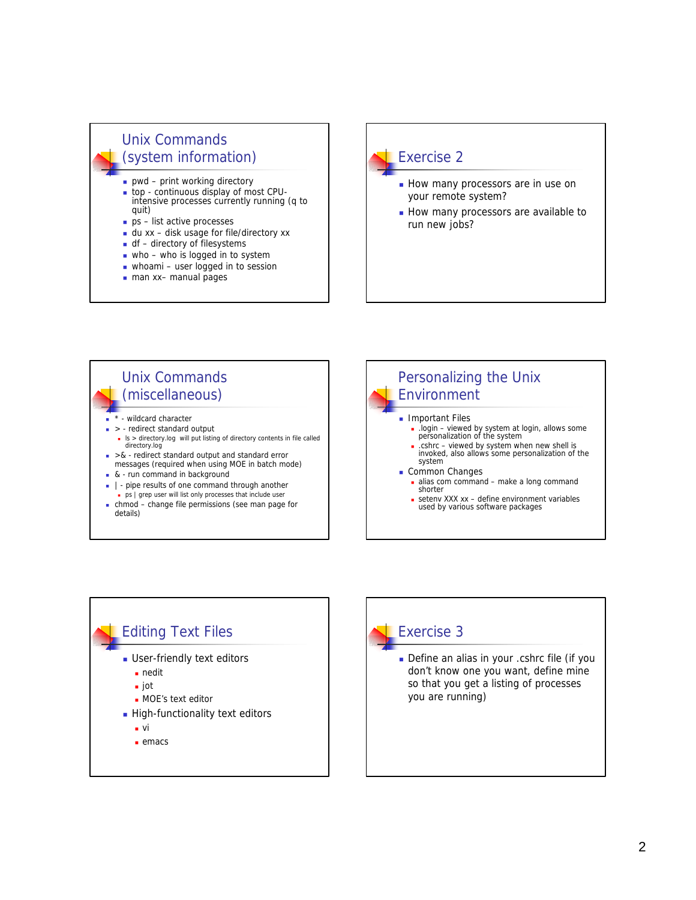## Unix Commands (system information)

- pwd – print working directory
- top - continuous display of most CPU-intensive processes currently running (q to quit)
- ps – list active processes
- du xx – disk usage for file/directory xx
- df – directory of filesystems
- who – who is logged in to system
- whoami – user logged in to session
- man xx– manual pages

## Exercise 2

- How many processors are in use on your remote system?
- How many processors are available to run new jobs?

## Unix Commands (miscellaneous)

- * - wildcard character
- > - redirect standard output
  - ls > directory.log will put listing of directory contents in file called directory.log
- >& - redirect standard output and standard error messages (required when using MOE in batch mode)
- & - run command in background
- | - pipe results of one command through another
  - ps | grep user will list only processes that include user
- chmod – change file permissions (see man page for details)

## Personalizing the Unix Environment

- Important Files
  - .login – viewed by system at login, allows some personalization of the system
  - .cshrc – viewed by system when new shell is invoked, also allows some personalization of the system
- Common Changes
  - alias com command – make a long command shorter
  - setenv XXX xx – define environment variables used by various software packages

## Editing Text Files

- User-friendly text editors
  - nedit
  - jot
  - MOE's text editor
- High-functionality text editors
  - vi
  - emacs

## Exercise 3

- Define an alias in your .cshrc file (if you don't know one you want, define mine so that you get a listing of processes you are running)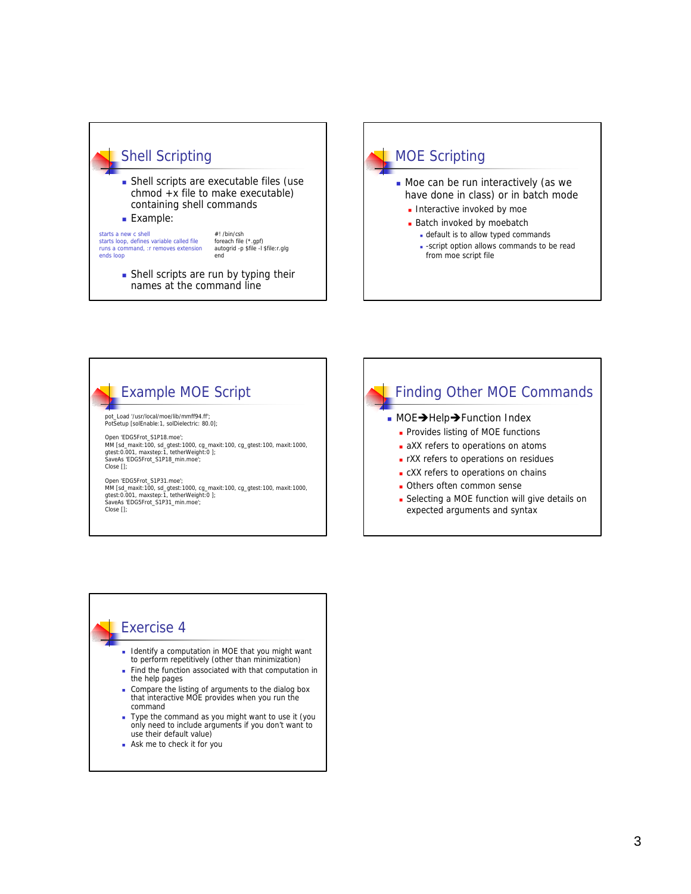## Shell Scripting

- Shell scripts are executable files (use chmod +x file to make executable) containing shell commands
- Example:

| | |
|---|---|
| starts a new c shell | #! /bin/csh |
| starts loop, defines variable called file | foreach file (*.gpf) |
| runs a command, :r removes extension | autogrid -p $file -l $file:r.glg |
| ends loop | end |

- Shell scripts are run by typing their names at the command line

## MOE Scripting

- Moe can be run interactively (as we have done in class) or in batch mode
  - Interactive invoked by moe
  - Batch invoked by moebatch
    - default is to allow typed commands
    - -script option allows commands to be read from moe script file

## Example MOE Script

```
pot_Load '/usr/local/moe/lib/mmff94.ff';
PotSetup [solEnable:1, solDielectric: 80.0];

Open 'EDG5Frot_S1P18.moe';
MM [sd_maxit:100, sd_gtest:1000, cg_maxit:100, cg_gtest:100, maxit:1000,
gtest:0.001, maxstep:1, tetherWeight:0 ];
SaveAs 'EDG5Frot_S1P18_min.moe';
Close [];

Open 'EDG5Frot_S1P31.moe';
MM [sd_maxit:100, sd_gtest:1000, cg_maxit:100, cg_gtest:100, maxit:1000,
gtest:0.001, maxstep:1, tetherWeight:0 ];
SaveAs 'EDG5Frot_S1P31_min.moe';
Close [];
```

## Finding Other MOE Commands

- MOE➔Help➔Function Index
  - Provides listing of MOE functions
  - aXX refers to operations on atoms
  - rXX refers to operations on residues
  - cXX refers to operations on chains
  - Others often common sense
  - Selecting a MOE function will give details on expected arguments and syntax

## Exercise 4

- Identify a computation in MOE that you might want to perform repetitively (other than minimization)
- Find the function associated with that computation in the help pages
- Compare the listing of arguments to the dialog box that interactive MOE provides when you run the command
- Type the command as you might want to use it (you only need to include arguments if you don't want to use their default value)
- Ask me to check it for you